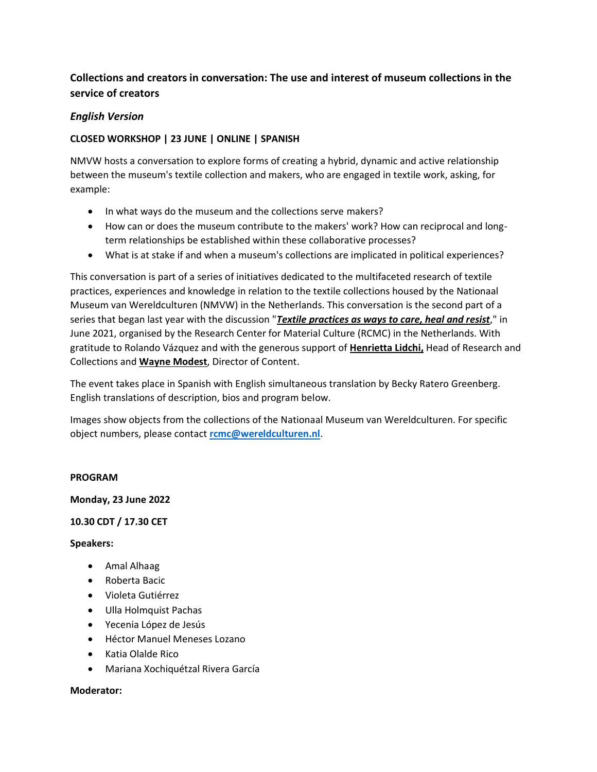## Collections and creators in conversation: The use and interest of museum collections in the service of creators

### *English Version*

**CLOSED WORKSHOP | 23 JUNE | ONLINE | SPANISH**

NMVW hosts a conversation to explore forms of creating a hybrid, dynamic and active relationship between the museum's textile collection and makers, who are engaged in textile work, asking, for example:

- In what ways do the museum and the collections serve makers?
- How can or does the museum contribute to the makers' work? How can reciprocal and long-term relationships be established within these collaborative processes?
- What is at stake if and when a museum's collections are implicated in political experiences?

This conversation is part of a series of initiatives dedicated to the multifaceted research of textile practices, experiences and knowledge in relation to the textile collections housed by the Nationaal Museum van Wereldculturen (NMVW) in the Netherlands. This conversation is the second part of a series that began last year with the discussion "***Textile practices as ways to care, heal and resist***," in June 2021, organised by the Research Center for Material Culture (RCMC) in the Netherlands. With gratitude to Rolando Vázquez and with the generous support of **Henrietta Lidchi,** Head of Research and Collections and **Wayne Modest**, Director of Content.

The event takes place in Spanish with English simultaneous translation by Becky Ratero Greenberg. English translations of description, bios and program below.

Images show objects from the collections of the Nationaal Museum van Wereldculturen. For specific object numbers, please contact **rcmc@wereldculturen.nl**.

**PROGRAM**

**Monday, 23 June 2022**

**10.30 CDT / 17.30 CET**

**Speakers:**

- Amal Alhaag
- Roberta Bacic
- Violeta Gutiérrez
- Ulla Holmquist Pachas
- Yecenia López de Jesús
- Héctor Manuel Meneses Lozano
- Katia Olalde Rico
- Mariana Xochiquétzal Rivera García

**Moderator:**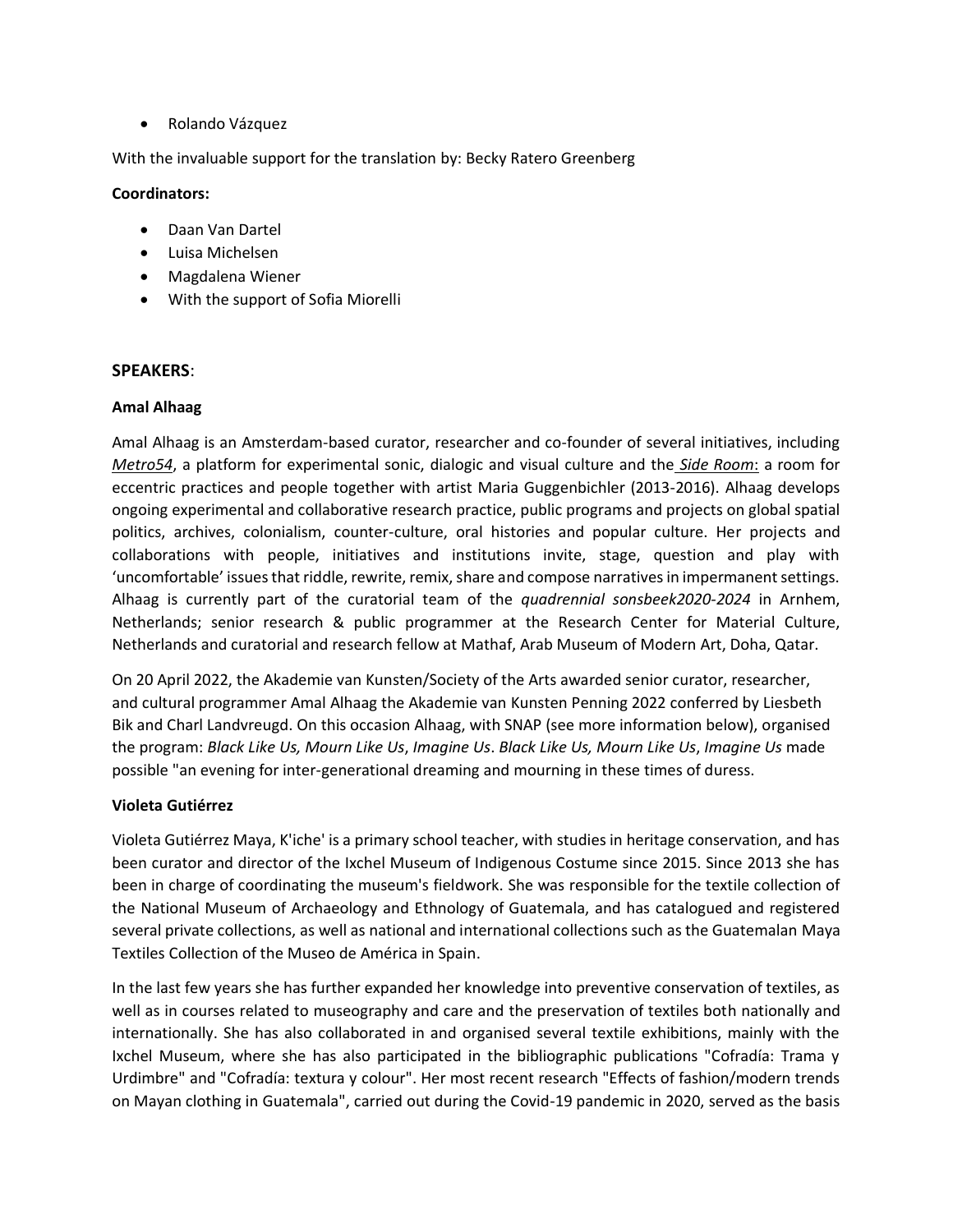- Rolando Vázquez

With the invaluable support for the translation by: Becky Ratero Greenberg

**Coordinators:**

- Daan Van Dartel
- Luisa Michelsen
- Magdalena Wiener
- With the support of Sofia Miorelli

## SPEAKERS:

**Amal Alhaag**

Amal Alhaag is an Amsterdam-based curator, researcher and co-founder of several initiatives, including ***Metro54***, a platform for experimental sonic, dialogic and visual culture and the ***Side Room***: a room for eccentric practices and people together with artist Maria Guggenbichler (2013-2016). Alhaag develops ongoing experimental and collaborative research practice, public programs and projects on global spatial politics, archives, colonialism, counter-culture, oral histories and popular culture. Her projects and collaborations with people, initiatives and institutions invite, stage, question and play with 'uncomfortable' issues that riddle, rewrite, remix, share and compose narratives in impermanent settings. Alhaag is currently part of the curatorial team of the *quadrennial sonsbeek2020-2024* in Arnhem, Netherlands; senior research & public programmer at the Research Center for Material Culture, Netherlands and curatorial and research fellow at Mathaf, Arab Museum of Modern Art, Doha, Qatar.

On 20 April 2022, the Akademie van Kunsten/Society of the Arts awarded senior curator, researcher, and cultural programmer Amal Alhaag the Akademie van Kunsten Penning 2022 conferred by Liesbeth Bik and Charl Landvreugd. On this occasion Alhaag, with SNAP (see more information below), organised the program: *Black Like Us, Mourn Like Us*, *Imagine Us*. *Black Like Us, Mourn Like Us*, *Imagine Us* made possible "an evening for inter-generational dreaming and mourning in these times of duress.

**Violeta Gutiérrez**

Violeta Gutiérrez Maya, K'iche' is a primary school teacher, with studies in heritage conservation, and has been curator and director of the Ixchel Museum of Indigenous Costume since 2015. Since 2013 she has been in charge of coordinating the museum's fieldwork. She was responsible for the textile collection of the National Museum of Archaeology and Ethnology of Guatemala, and has catalogued and registered several private collections, as well as national and international collections such as the Guatemalan Maya Textiles Collection of the Museo de América in Spain.

In the last few years she has further expanded her knowledge into preventive conservation of textiles, as well as in courses related to museography and care and the preservation of textiles both nationally and internationally. She has also collaborated in and organised several textile exhibitions, mainly with the Ixchel Museum, where she has also participated in the bibliographic publications "Cofradía: Trama y Urdimbre" and "Cofradía: textura y colour". Her most recent research "Effects of fashion/modern trends on Mayan clothing in Guatemala", carried out during the Covid-19 pandemic in 2020, served as the basis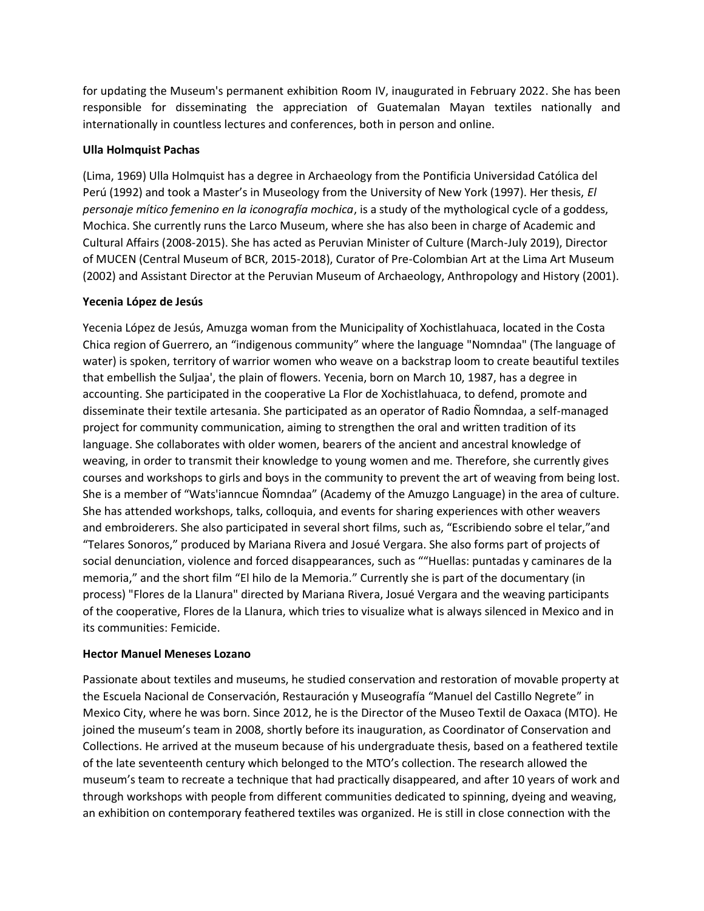for updating the Museum's permanent exhibition Room IV, inaugurated in February 2022. She has been responsible for disseminating the appreciation of Guatemalan Mayan textiles nationally and internationally in countless lectures and conferences, both in person and online.

**Ulla Holmquist Pachas**

(Lima, 1969) Ulla Holmquist has a degree in Archaeology from the Pontificia Universidad Católica del Perú (1992) and took a Master's in Museology from the University of New York (1997). Her thesis, *El personaje mítico femenino en la iconografía mochica*, is a study of the mythological cycle of a goddess, Mochica. She currently runs the Larco Museum, where she has also been in charge of Academic and Cultural Affairs (2008-2015). She has acted as Peruvian Minister of Culture (March-July 2019), Director of MUCEN (Central Museum of BCR, 2015-2018), Curator of Pre-Colombian Art at the Lima Art Museum (2002) and Assistant Director at the Peruvian Museum of Archaeology, Anthropology and History (2001).

**Yecenia López de Jesús**

Yecenia López de Jesús, Amuzga woman from the Municipality of Xochistlahuaca, located in the Costa Chica region of Guerrero, an "indigenous community" where the language "Nomndaa" (The language of water) is spoken, territory of warrior women who weave on a backstrap loom to create beautiful textiles that embellish the Suljaa', the plain of flowers. Yecenia, born on March 10, 1987, has a degree in accounting. She participated in the cooperative La Flor de Xochistlahuaca, to defend, promote and disseminate their textile artesania. She participated as an operator of Radio Ñomndaa, a self-managed project for community communication, aiming to strengthen the oral and written tradition of its language. She collaborates with older women, bearers of the ancient and ancestral knowledge of weaving, in order to transmit their knowledge to young women and me. Therefore, she currently gives courses and workshops to girls and boys in the community to prevent the art of weaving from being lost. She is a member of "Wats'ianncue Ñomndaa" (Academy of the Amuzgo Language) in the area of culture. She has attended workshops, talks, colloquia, and events for sharing experiences with other weavers and embroiderers. She also participated in several short films, such as, "Escribiendo sobre el telar,"and "Telares Sonoros," produced by Mariana Rivera and Josué Vergara. She also forms part of projects of social denunciation, violence and forced disappearances, such as ""Huellas: puntadas y caminares de la memoria," and the short film "El hilo de la Memoria." Currently she is part of the documentary (in process) "Flores de la Llanura" directed by Mariana Rivera, Josué Vergara and the weaving participants of the cooperative, Flores de la Llanura, which tries to visualize what is always silenced in Mexico and in its communities: Femicide.

**Hector Manuel Meneses Lozano**

Passionate about textiles and museums, he studied conservation and restoration of movable property at the Escuela Nacional de Conservación, Restauración y Museografía "Manuel del Castillo Negrete" in Mexico City, where he was born. Since 2012, he is the Director of the Museo Textil de Oaxaca (MTO). He joined the museum's team in 2008, shortly before its inauguration, as Coordinator of Conservation and Collections. He arrived at the museum because of his undergraduate thesis, based on a feathered textile of the late seventeenth century which belonged to the MTO's collection. The research allowed the museum's team to recreate a technique that had practically disappeared, and after 10 years of work and through workshops with people from different communities dedicated to spinning, dyeing and weaving, an exhibition on contemporary feathered textiles was organized. He is still in close connection with the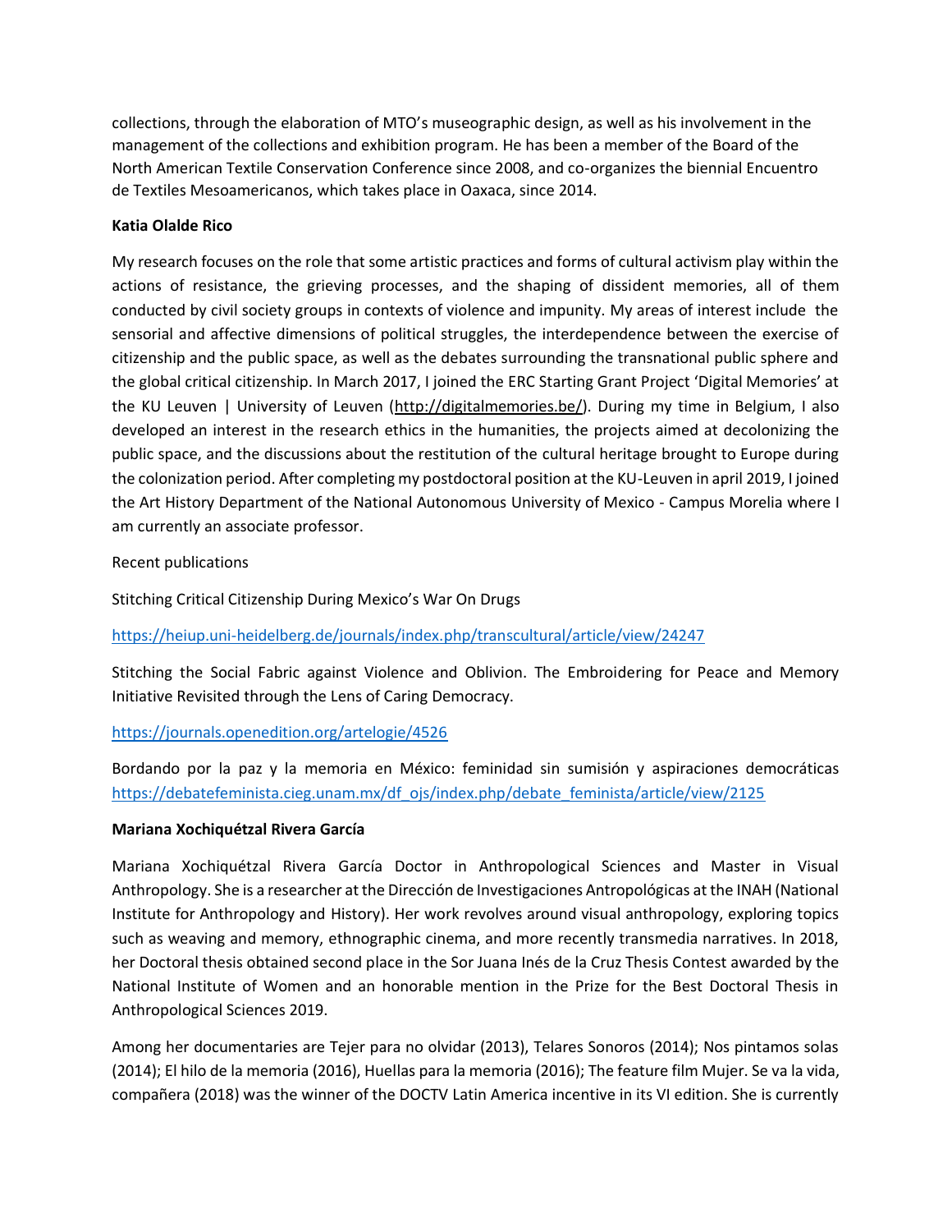collections, through the elaboration of MTO's museographic design, as well as his involvement in the management of the collections and exhibition program. He has been a member of the Board of the North American Textile Conservation Conference since 2008, and co-organizes the biennial Encuentro de Textiles Mesoamericanos, which takes place in Oaxaca, since 2014.

**Katia Olalde Rico**

My research focuses on the role that some artistic practices and forms of cultural activism play within the actions of resistance, the grieving processes, and the shaping of dissident memories, all of them conducted by civil society groups in contexts of violence and impunity. My areas of interest include the sensorial and affective dimensions of political struggles, the interdependence between the exercise of citizenship and the public space, as well as the debates surrounding the transnational public sphere and the global critical citizenship. In March 2017, I joined the ERC Starting Grant Project 'Digital Memories' at the KU Leuven | University of Leuven (http://digitalmemories.be/). During my time in Belgium, I also developed an interest in the research ethics in the humanities, the projects aimed at decolonizing the public space, and the discussions about the restitution of the cultural heritage brought to Europe during the colonization period. After completing my postdoctoral position at the KU-Leuven in april 2019, I joined the Art History Department of the National Autonomous University of Mexico - Campus Morelia where I am currently an associate professor.

Recent publications

Stitching Critical Citizenship During Mexico's War On Drugs

https://heiup.uni-heidelberg.de/journals/index.php/transcultural/article/view/24247

Stitching the Social Fabric against Violence and Oblivion. The Embroidering for Peace and Memory Initiative Revisited through the Lens of Caring Democracy.

https://journals.openedition.org/artelogie/4526

Bordando por la paz y la memoria en México: feminidad sin sumisión y aspiraciones democráticas https://debatefeminista.cieg.unam.mx/df_ojs/index.php/debate_feminista/article/view/2125

**Mariana Xochiquétzal Rivera García**

Mariana Xochiquétzal Rivera García Doctor in Anthropological Sciences and Master in Visual Anthropology. She is a researcher at the Dirección de Investigaciones Antropológicas at the INAH (National Institute for Anthropology and History). Her work revolves around visual anthropology, exploring topics such as weaving and memory, ethnographic cinema, and more recently transmedia narratives. In 2018, her Doctoral thesis obtained second place in the Sor Juana Inés de la Cruz Thesis Contest awarded by the National Institute of Women and an honorable mention in the Prize for the Best Doctoral Thesis in Anthropological Sciences 2019.

Among her documentaries are Tejer para no olvidar (2013), Telares Sonoros (2014); Nos pintamos solas (2014); El hilo de la memoria (2016), Huellas para la memoria (2016); The feature film Mujer. Se va la vida, compañera (2018) was the winner of the DOCTV Latin America incentive in its VI edition. She is currently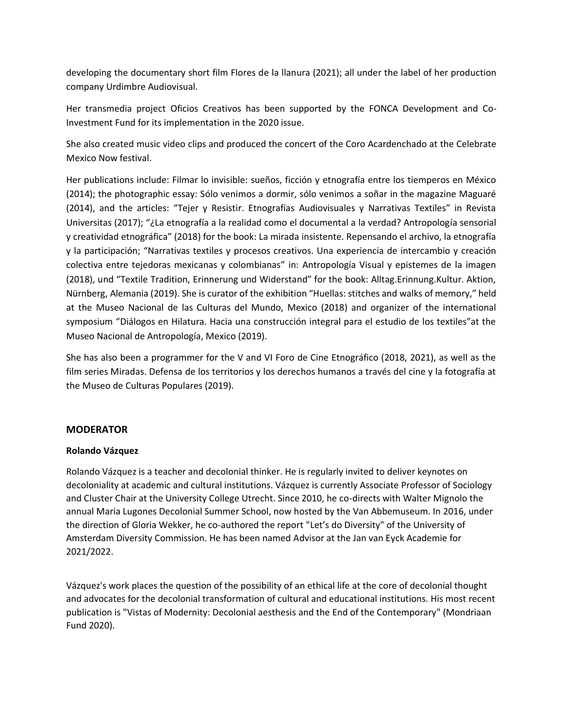developing the documentary short film Flores de la llanura (2021); all under the label of her production company Urdimbre Audiovisual.

Her transmedia project Oficios Creativos has been supported by the FONCA Development and Co-Investment Fund for its implementation in the 2020 issue.

She also created music video clips and produced the concert of the Coro Acardenchado at the Celebrate Mexico Now festival.

Her publications include: Filmar lo invisible: sueños, ficción y etnografía entre los tiemperos en México (2014); the photographic essay: Sólo venimos a dormir, sólo venimos a soñar in the magazine Maguaré (2014), and the articles: "Tejer y Resistir. Etnografías Audiovisuales y Narrativas Textiles" in Revista Universitas (2017); "¿La etnografía a la realidad como el documental a la verdad? Antropología sensorial y creatividad etnográfica" (2018) for the book: La mirada insistente. Repensando el archivo, la etnografía y la participación; "Narrativas textiles y procesos creativos. Una experiencia de intercambio y creación colectiva entre tejedoras mexicanas y colombianas" in: Antropología Visual y epistemes de la imagen (2018), und "Textile Tradition, Erinnerung und Widerstand" for the book: Alltag.Erinnung.Kultur. Aktion, Nürnberg, Alemania (2019). She is curator of the exhibition "Huellas: stitches and walks of memory," held at the Museo Nacional de las Culturas del Mundo, Mexico (2018) and organizer of the international symposium "Diálogos en Hilatura. Hacia una construcción integral para el estudio de los textiles"at the Museo Nacional de Antropología, Mexico (2019).

She has also been a programmer for the V and VI Foro de Cine Etnográfico (2018, 2021), as well as the film series Miradas. Defensa de los territorios y los derechos humanos a través del cine y la fotografía at the Museo de Culturas Populares (2019).

## MODERATOR

**Rolando Vázquez**

Rolando Vázquez is a teacher and decolonial thinker. He is regularly invited to deliver keynotes on decoloniality at academic and cultural institutions. Vázquez is currently Associate Professor of Sociology and Cluster Chair at the University College Utrecht. Since 2010, he co-directs with Walter Mignolo the annual Maria Lugones Decolonial Summer School, now hosted by the Van Abbemuseum. In 2016, under the direction of Gloria Wekker, he co-authored the report "Let's do Diversity" of the University of Amsterdam Diversity Commission. He has been named Advisor at the Jan van Eyck Academie for 2021/2022.

Vázquez's work places the question of the possibility of an ethical life at the core of decolonial thought and advocates for the decolonial transformation of cultural and educational institutions. His most recent publication is "Vistas of Modernity: Decolonial aesthesis and the End of the Contemporary" (Mondriaan Fund 2020).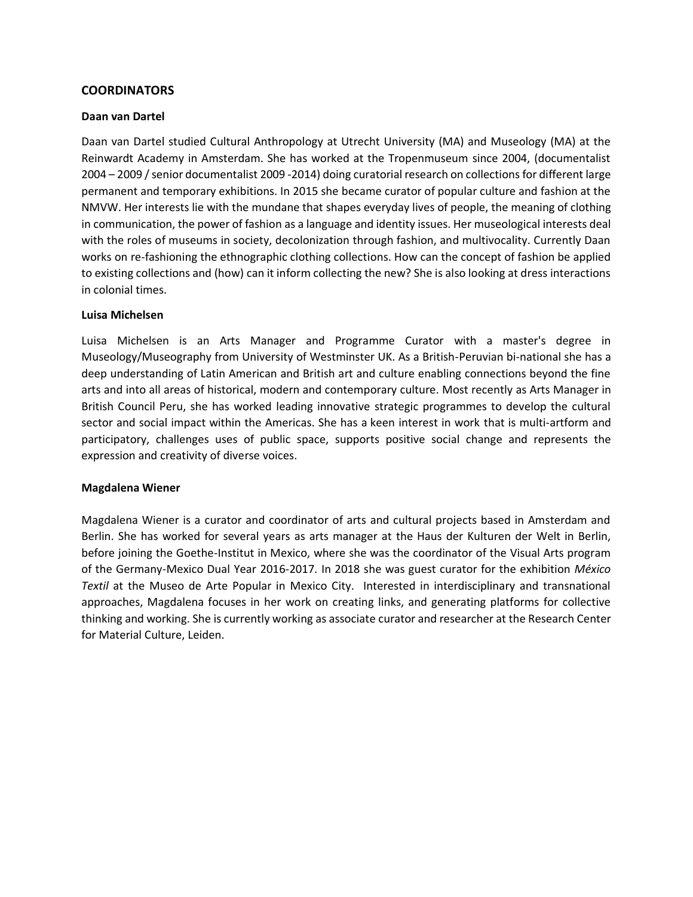## COORDINATORS

### Daan van Dartel

Daan van Dartel studied Cultural Anthropology at Utrecht University (MA) and Museology (MA) at the Reinwardt Academy in Amsterdam. She has worked at the Tropenmuseum since 2004, (documentalist 2004 – 2009 / senior documentalist 2009 -2014) doing curatorial research on collections for different large permanent and temporary exhibitions. In 2015 she became curator of popular culture and fashion at the NMVW. Her interests lie with the mundane that shapes everyday lives of people, the meaning of clothing in communication, the power of fashion as a language and identity issues. Her museological interests deal with the roles of museums in society, decolonization through fashion, and multivocality. Currently Daan works on re-fashioning the ethnographic clothing collections. How can the concept of fashion be applied to existing collections and (how) can it inform collecting the new? She is also looking at dress interactions in colonial times.

### Luisa Michelsen

Luisa Michelsen is an Arts Manager and Programme Curator with a master's degree in Museology/Museography from University of Westminster UK. As a British-Peruvian bi-national she has a deep understanding of Latin American and British art and culture enabling connections beyond the fine arts and into all areas of historical, modern and contemporary culture. Most recently as Arts Manager in British Council Peru, she has worked leading innovative strategic programmes to develop the cultural sector and social impact within the Americas. She has a keen interest in work that is multi-artform and participatory, challenges uses of public space, supports positive social change and represents the expression and creativity of diverse voices.

### Magdalena Wiener

Magdalena Wiener is a curator and coordinator of arts and cultural projects based in Amsterdam and Berlin. She has worked for several years as arts manager at the Haus der Kulturen der Welt in Berlin, before joining the Goethe-Institut in Mexico, where she was the coordinator of the Visual Arts program of the Germany-Mexico Dual Year 2016-2017. In 2018 she was guest curator for the exhibition *México Textil* at the Museo de Arte Popular in Mexico City. Interested in interdisciplinary and transnational approaches, Magdalena focuses in her work on creating links, and generating platforms for collective thinking and working. She is currently working as associate curator and researcher at the Research Center for Material Culture, Leiden.